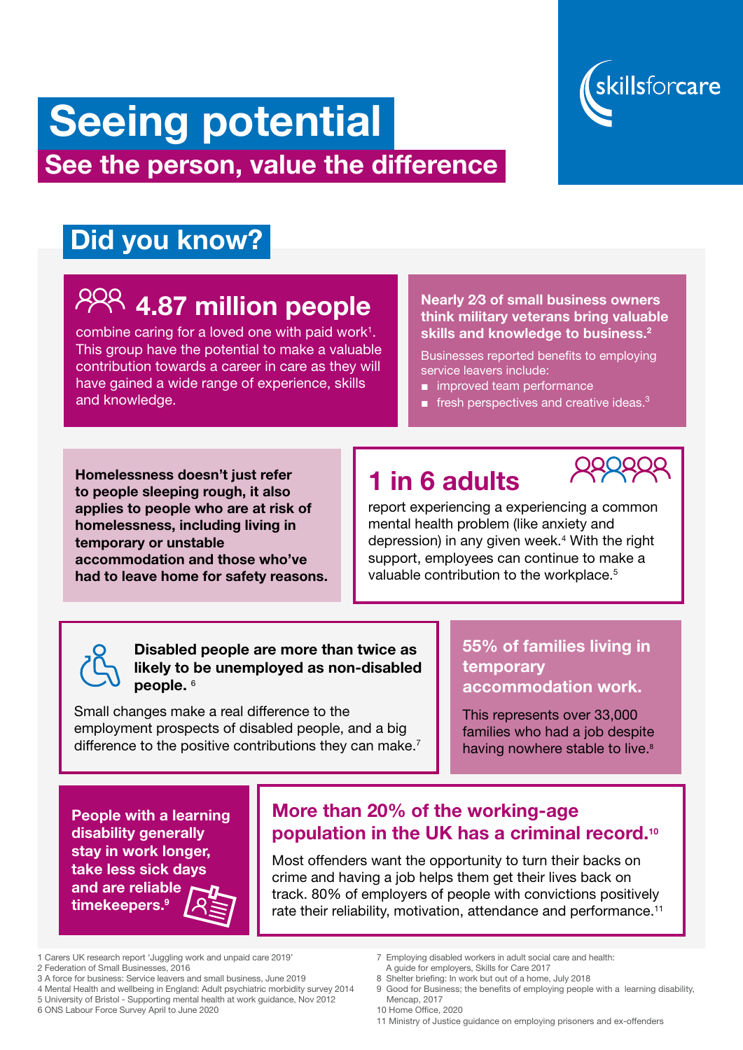skillsforcare

# Seeing potential

## See the person, value the difference

## Did you know?

### 4.87 million people

combine caring for a loved one with paid work[1]. This group have the potential to make a valuable contribution towards a career in care as they will have gained a wide range of experience, skills and knowledge.

**Nearly 2⁄3 of small business owners think military veterans bring valuable skills and knowledge to business.[2]**

Businesses reported benefits to employing service leavers include:

- improved team performance
- fresh perspectives and creative ideas.[3]

**Homelessness doesn't just refer to people sleeping rough, it also applies to people who are at risk of homelessness, including living in temporary or unstable accommodation and those who've had to leave home for safety reasons.**

### 1 in 6 adults

report experiencing a experiencing a common mental health problem (like anxiety and depression) in any given week.[4] With the right support, employees can continue to make a valuable contribution to the workplace.[5]

**Disabled people are more than twice as likely to be unemployed as non-disabled people.** [6]

Small changes make a real difference to the employment prospects of disabled people, and a big difference to the positive contributions they can make.[7]

**55% of families living in temporary accommodation work.**

This represents over 33,000 families who had a job despite having nowhere stable to live.[8]

**People with a learning disability generally stay in work longer, take less sick days and are reliable timekeepers.[9]**

**More than 20% of the working-age population in the UK has a criminal record.[10]**

Most offenders want the opportunity to turn their backs on crime and having a job helps them get their lives back on track. 80% of employers of people with convictions positively rate their reliability, motivation, attendance and performance.[11]

1 Carers UK research report 'Juggling work and unpaid care 2019'
2 Federation of Small Businesses, 2016
3 A force for business: Service leavers and small business, June 2019
4 Mental Health and wellbeing in England: Adult psychiatric morbidity survey 2014
5 University of Bristol - Supporting mental health at work guidance, Nov 2012
6 ONS Labour Force Survey April to June 2020
7 Employing disabled workers in adult social care and health: A guide for employers, Skills for Care 2017
8 Shelter briefing: In work but out of a home, July 2018
9 Good for Business; the benefits of employing people with a learning disability, Mencap, 2017
10 Home Office, 2020
11 Ministry of Justice guidance on employing prisoners and ex-offenders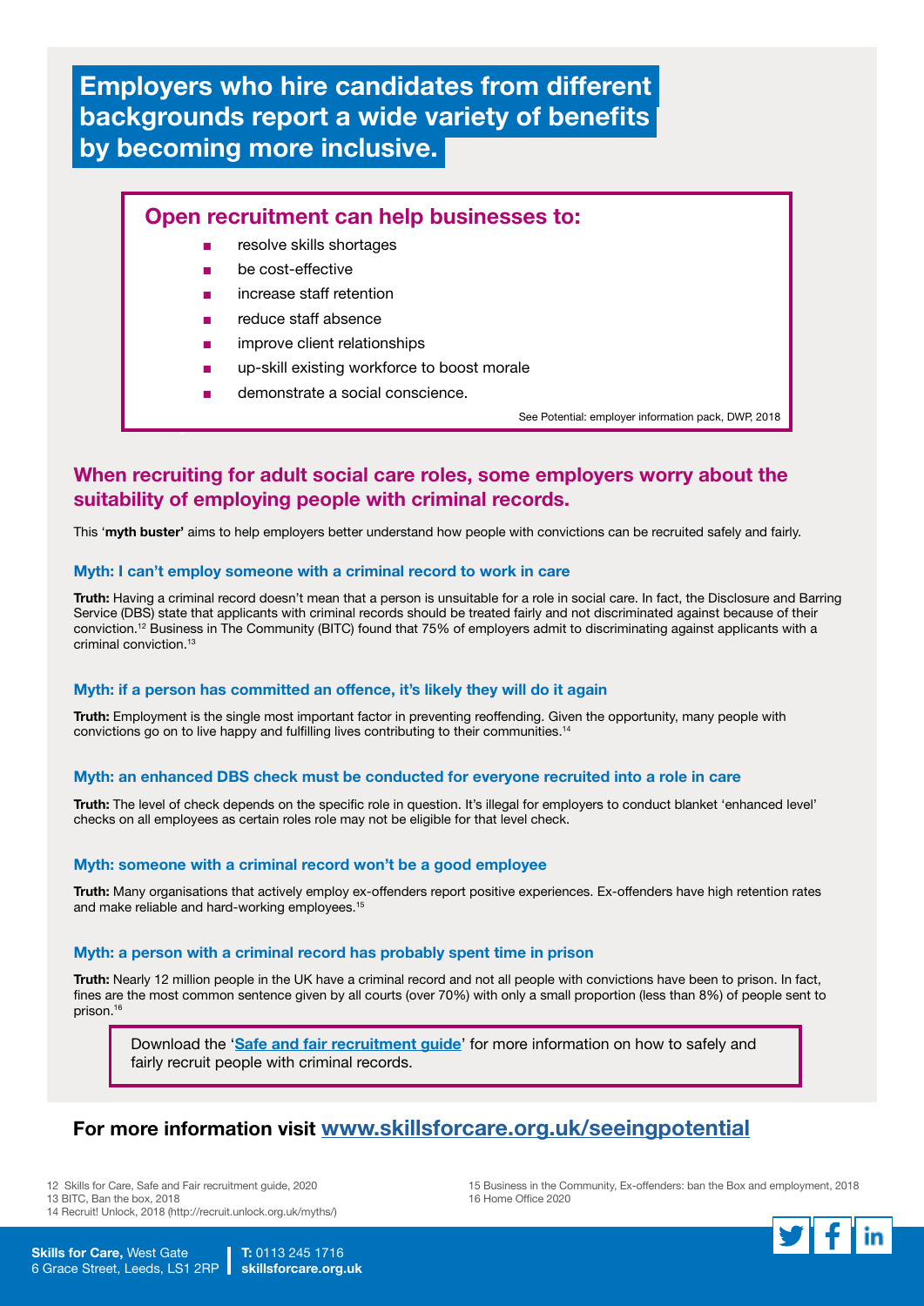## Employers who hire candidates from different backgrounds report a wide variety of benefits by becoming more inclusive.

### Open recruitment can help businesses to:

- resolve skills shortages
- be cost-effective
- increase staff retention
- reduce staff absence
- improve client relationships
- up-skill existing workforce to boost morale
- demonstrate a social conscience.

See Potential: employer information pack, DWP, 2018

### When recruiting for adult social care roles, some employers worry about the suitability of employing people with criminal records.

This '**myth buster**' aims to help employers better understand how people with convictions can be recruited safely and fairly.

#### Myth: I can't employ someone with a criminal record to work in care

**Truth:** Having a criminal record doesn't mean that a person is unsuitable for a role in social care. In fact, the Disclosure and Barring Service (DBS) state that applicants with criminal records should be treated fairly and not discriminated against because of their conviction.[12] Business in The Community (BITC) found that 75% of employers admit to discriminating against applicants with a criminal conviction.[13]

#### Myth: if a person has committed an offence, it's likely they will do it again

**Truth:** Employment is the single most important factor in preventing reoffending. Given the opportunity, many people with convictions go on to live happy and fulfilling lives contributing to their communities.[14]

#### Myth: an enhanced DBS check must be conducted for everyone recruited into a role in care

**Truth:** The level of check depends on the specific role in question. It's illegal for employers to conduct blanket 'enhanced level' checks on all employees as certain roles role may not be eligible for that level check.

#### Myth: someone with a criminal record won't be a good employee

**Truth:** Many organisations that actively employ ex-offenders report positive experiences. Ex-offenders have high retention rates and make reliable and hard-working employees.[15]

#### Myth: a person with a criminal record has probably spent time in prison

**Truth:** Nearly 12 million people in the UK have a criminal record and not all people with convictions have been to prison. In fact, fines are the most common sentence given by all courts (over 70%) with only a small proportion (less than 8%) of people sent to prison.[16]

Download the '[Safe and fair recruitment guide](#)' for more information on how to safely and fairly recruit people with criminal records.

### For more information visit www.skillsforcare.org.uk/seeingpotential

12 Skills for Care, Safe and Fair recruitment guide, 2020
13 BITC, Ban the box, 2018
14 Recruit! Unlock, 2018 (http://recruit.unlock.org.uk/myths/)
15 Business in the Community, Ex-offenders: ban the Box and employment, 2018
16 Home Office 2020

**Skills for Care,** West Gate
6 Grace Street, Leeds, LS1 2RP

**T:** 0113 245 1716
**skillsforcare.org.uk**